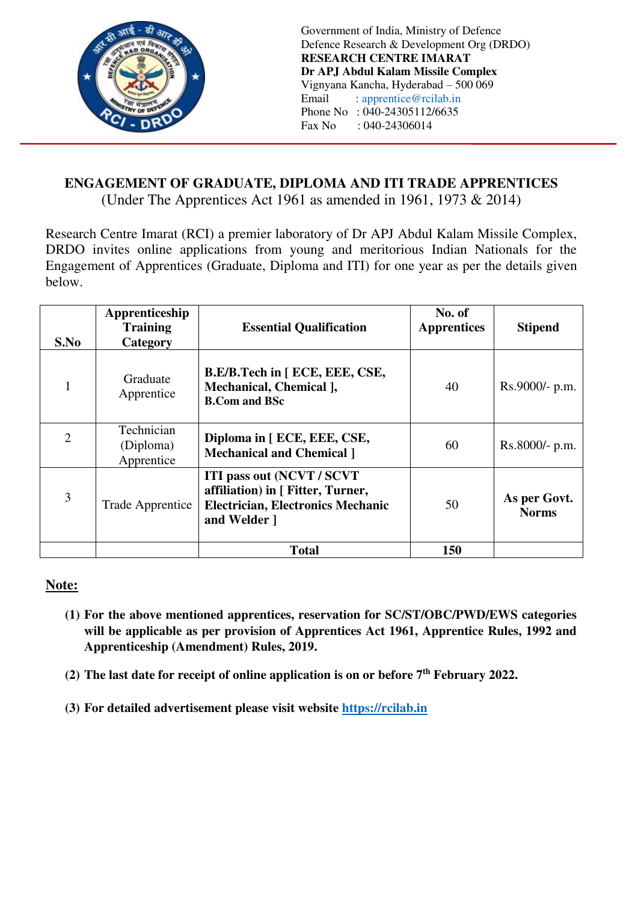Government of India, Ministry of Defence
Defence Research & Development Org (DRDO)
**RESEARCH CENTRE IMARAT**
**Dr APJ Abdul Kalam Missile Complex**
Vignyana Kancha, Hyderabad – 500 069
Email : apprentice@rcilab.in
Phone No : 040-24305112/6635
Fax No : 040-24306014

## ENGAGEMENT OF GRADUATE, DIPLOMA AND ITI TRADE APPRENTICES

(Under The Apprentices Act 1961 as amended in 1961, 1973 & 2014)

Research Centre Imarat (RCI) a premier laboratory of Dr APJ Abdul Kalam Missile Complex, DRDO invites online applications from young and meritorious Indian Nationals for the Engagement of Apprentices (Graduate, Diploma and ITI) for one year as per the details given below.

| S.No | Apprenticeship Training Category | Essential Qualification | No. of Apprentices | Stipend |
|---|---|---|---|---|
| 1 | Graduate Apprentice | **B.E/B.Tech in [ ECE, EEE, CSE, Mechanical, Chemical ], B.Com and BSc** | 40 | Rs.9000/- p.m. |
| 2 | Technician (Diploma) Apprentice | **Diploma in [ ECE, EEE, CSE, Mechanical and Chemical ]** | 60 | Rs.8000/- p.m. |
| 3 | Trade Apprentice | **ITI pass out (NCVT / SCVT affiliation) in [ Fitter, Turner, Electrician, Electronics Mechanic and Welder ]** | 50 | **As per Govt. Norms** |
| | | **Total** | **150** | |

**<u>Note:</u>**

1. **For the above mentioned apprentices, reservation for SC/ST/OBC/PWD/EWS categories will be applicable as per provision of Apprentices Act 1961, Apprentice Rules, 1992 and Apprenticeship (Amendment) Rules, 2019.**
2. **The last date for receipt of online application is on or before 7th February 2022.**
3. **For detailed advertisement please visit website https://rcilab.in**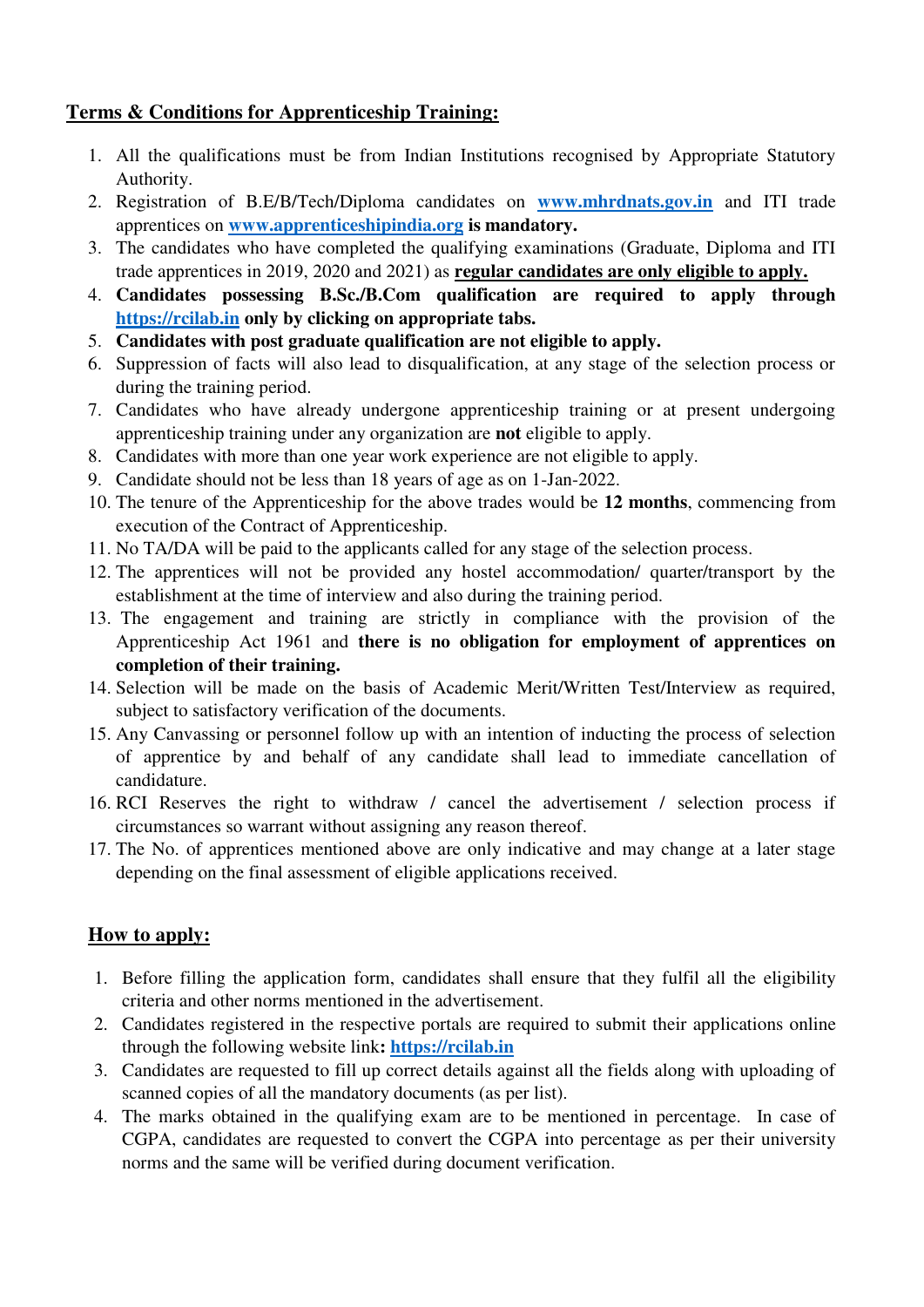## **Terms & Conditions for Apprenticeship Training:**

1. All the qualifications must be from Indian Institutions recognised by Appropriate Statutory Authority.
2. Registration of B.E/B/Tech/Diploma candidates on **www.mhrdnats.gov.in** and ITI trade apprentices on **www.apprenticeshipindia.org** **is mandatory.**
3. The candidates who have completed the qualifying examinations (Graduate, Diploma and ITI trade apprentices in 2019, 2020 and 2021) as **regular candidates are only eligible to apply.**
4. **Candidates possessing B.Sc./B.Com qualification are required to apply through https://rcilab.in only by clicking on appropriate tabs.**
5. **Candidates with post graduate qualification are not eligible to apply.**
6. Suppression of facts will also lead to disqualification, at any stage of the selection process or during the training period.
7. Candidates who have already undergone apprenticeship training or at present undergoing apprenticeship training under any organization are **not** eligible to apply.
8. Candidates with more than one year work experience are not eligible to apply.
9. Candidate should not be less than 18 years of age as on 1-Jan-2022.
10. The tenure of the Apprenticeship for the above trades would be **12 months**, commencing from execution of the Contract of Apprenticeship.
11. No TA/DA will be paid to the applicants called for any stage of the selection process.
12. The apprentices will not be provided any hostel accommodation/ quarter/transport by the establishment at the time of interview and also during the training period.
13. The engagement and training are strictly in compliance with the provision of the Apprenticeship Act 1961 and **there is no obligation for employment of apprentices on completion of their training.**
14. Selection will be made on the basis of Academic Merit/Written Test/Interview as required, subject to satisfactory verification of the documents.
15. Any Canvassing or personnel follow up with an intention of inducting the process of selection of apprentice by and behalf of any candidate shall lead to immediate cancellation of candidature.
16. RCI Reserves the right to withdraw / cancel the advertisement / selection process if circumstances so warrant without assigning any reason thereof.
17. The No. of apprentices mentioned above are only indicative and may change at a later stage depending on the final assessment of eligible applications received.

## **How to apply:**

1. Before filling the application form, candidates shall ensure that they fulfil all the eligibility criteria and other norms mentioned in the advertisement.
2. Candidates registered in the respective portals are required to submit their applications online through the following website link**: https://rcilab.in**
3. Candidates are requested to fill up correct details against all the fields along with uploading of scanned copies of all the mandatory documents (as per list).
4. The marks obtained in the qualifying exam are to be mentioned in percentage. In case of CGPA, candidates are requested to convert the CGPA into percentage as per their university norms and the same will be verified during document verification.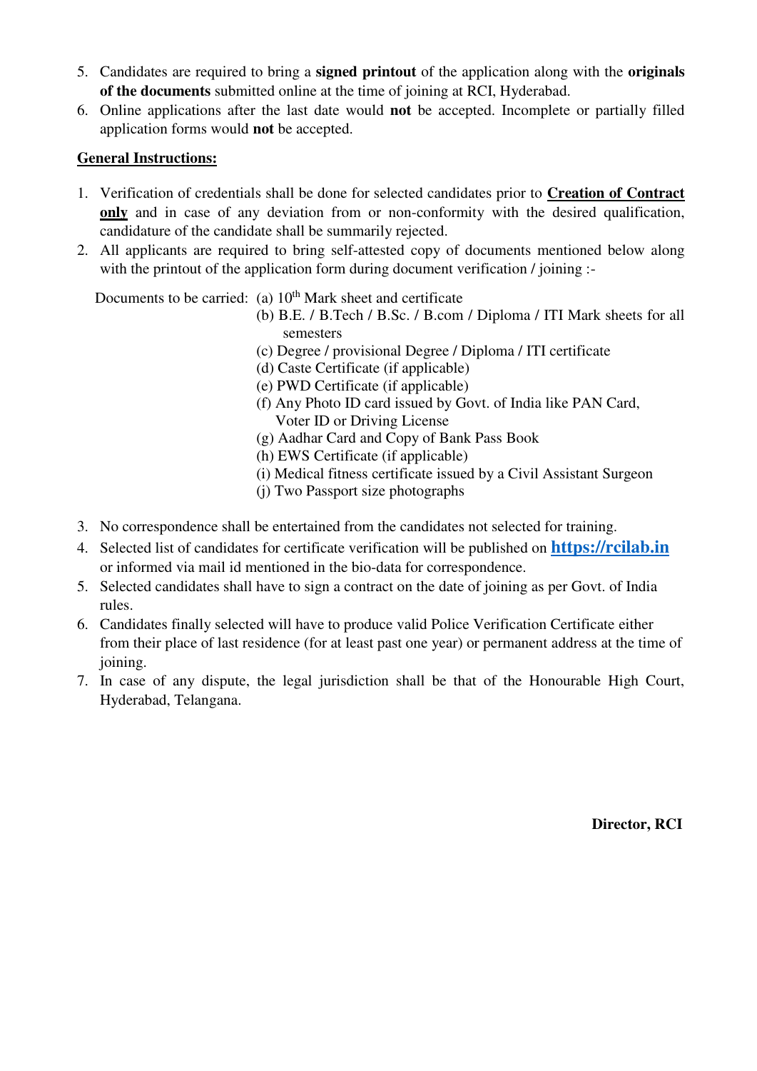5. Candidates are required to bring a **signed printout** of the application along with the **originals of the documents** submitted online at the time of joining at RCI, Hyderabad.
6. Online applications after the last date would **not** be accepted. Incomplete or partially filled application forms would **not** be accepted.

**General Instructions:**

1. Verification of credentials shall be done for selected candidates prior to **Creation of Contract only** and in case of any deviation from or non-conformity with the desired qualification, candidature of the candidate shall be summarily rejected.
2. All applicants are required to bring self-attested copy of documents mentioned below along with the printout of the application form during document verification / joining :-

   Documents to be carried:
   (a) 10th Mark sheet and certificate
   (b) B.E. / B.Tech / B.Sc. / B.com / Diploma / ITI Mark sheets for all semesters
   (c) Degree / provisional Degree / Diploma / ITI certificate
   (d) Caste Certificate (if applicable)
   (e) PWD Certificate (if applicable)
   (f) Any Photo ID card issued by Govt. of India like PAN Card, Voter ID or Driving License
   (g) Aadhar Card and Copy of Bank Pass Book
   (h) EWS Certificate (if applicable)
   (i) Medical fitness certificate issued by a Civil Assistant Surgeon
   (j) Two Passport size photographs

3. No correspondence shall be entertained from the candidates not selected for training.
4. Selected list of candidates for certificate verification will be published on **https://rcilab.in** or informed via mail id mentioned in the bio-data for correspondence.
5. Selected candidates shall have to sign a contract on the date of joining as per Govt. of India rules.
6. Candidates finally selected will have to produce valid Police Verification Certificate either from their place of last residence (for at least past one year) or permanent address at the time of joining.
7. In case of any dispute, the legal jurisdiction shall be that of the Honourable High Court, Hyderabad, Telangana.

**Director, RCI**